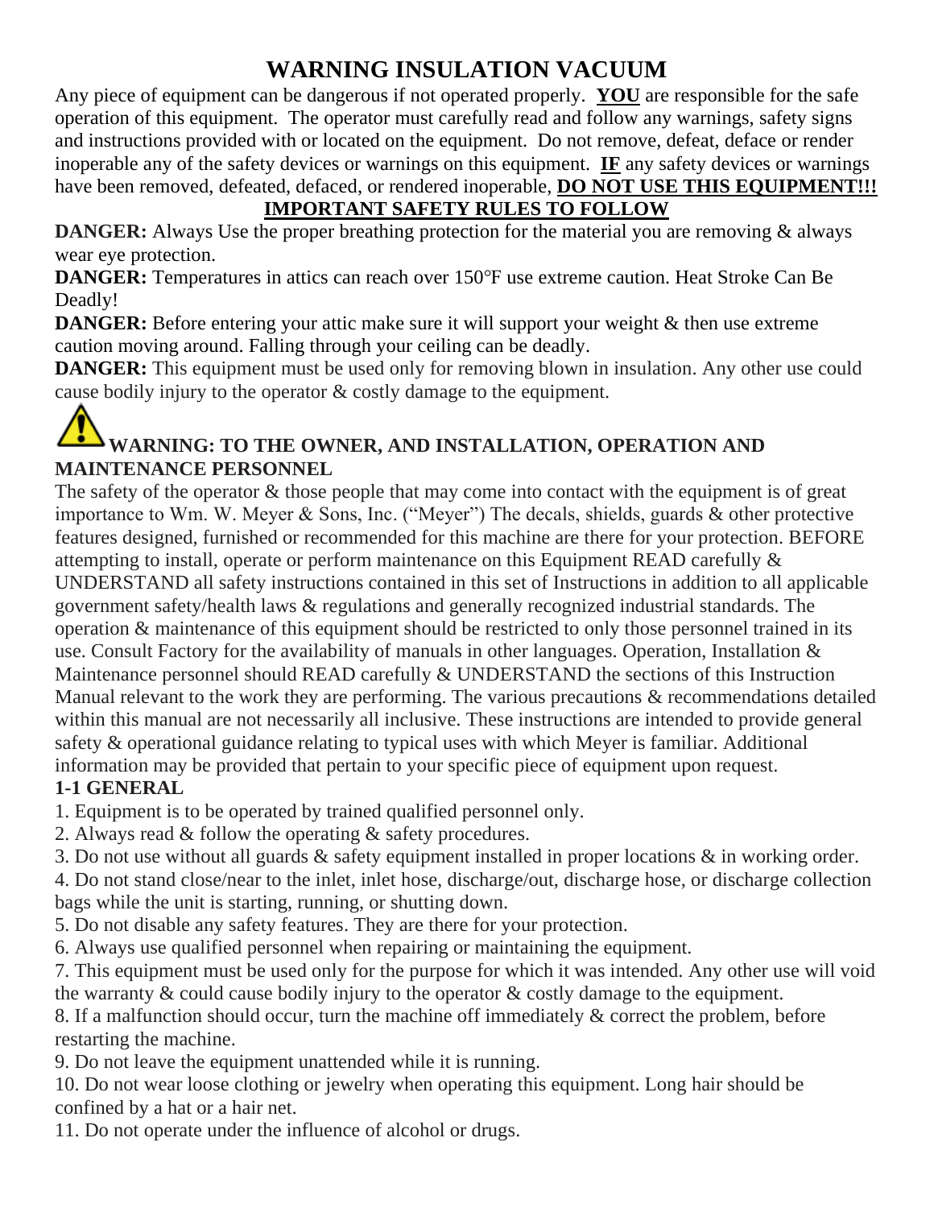# WARNING INSULATION VACUUM

Any piece of equipment can be dangerous if not operated properly. **YOU** are responsible for the safe operation of this equipment. The operator must carefully read and follow any warnings, safety signs and instructions provided with or located on the equipment. Do not remove, defeat, deface or render inoperable any of the safety devices or warnings on this equipment. **IF** any safety devices or warnings have been removed, defeated, defaced, or rendered inoperable, **DO NOT USE THIS EQUIPMENT!!!**

## IMPORTANT SAFETY RULES TO FOLLOW

**DANGER:** Always Use the proper breathing protection for the material you are removing & always wear eye protection.

**DANGER:** Temperatures in attics can reach over 150°F use extreme caution. Heat Stroke Can Be Deadly!

**DANGER:** Before entering your attic make sure it will support your weight & then use extreme caution moving around. Falling through your ceiling can be deadly.

**DANGER:** This equipment must be used only for removing blown in insulation. Any other use could cause bodily injury to the operator & costly damage to the equipment.

## WARNING: TO THE OWNER, AND INSTALLATION, OPERATION AND MAINTENANCE PERSONNEL

The safety of the operator & those people that may come into contact with the equipment is of great importance to Wm. W. Meyer & Sons, Inc. ("Meyer") The decals, shields, guards & other protective features designed, furnished or recommended for this machine are there for your protection. BEFORE attempting to install, operate or perform maintenance on this Equipment READ carefully & UNDERSTAND all safety instructions contained in this set of Instructions in addition to all applicable government safety/health laws & regulations and generally recognized industrial standards. The operation & maintenance of this equipment should be restricted to only those personnel trained in its use. Consult Factory for the availability of manuals in other languages. Operation, Installation & Maintenance personnel should READ carefully & UNDERSTAND the sections of this Instruction Manual relevant to the work they are performing. The various precautions & recommendations detailed within this manual are not necessarily all inclusive. These instructions are intended to provide general safety & operational guidance relating to typical uses with which Meyer is familiar. Additional information may be provided that pertain to your specific piece of equipment upon request.

### 1-1 GENERAL

1. Equipment is to be operated by trained qualified personnel only.
2. Always read & follow the operating & safety procedures.
3. Do not use without all guards & safety equipment installed in proper locations & in working order.
4. Do not stand close/near to the inlet, inlet hose, discharge/out, discharge hose, or discharge collection bags while the unit is starting, running, or shutting down.
5. Do not disable any safety features. They are there for your protection.
6. Always use qualified personnel when repairing or maintaining the equipment.
7. This equipment must be used only for the purpose for which it was intended. Any other use will void the warranty & could cause bodily injury to the operator & costly damage to the equipment.
8. If a malfunction should occur, turn the machine off immediately & correct the problem, before restarting the machine.
9. Do not leave the equipment unattended while it is running.
10. Do not wear loose clothing or jewelry when operating this equipment. Long hair should be confined by a hat or a hair net.
11. Do not operate under the influence of alcohol or drugs.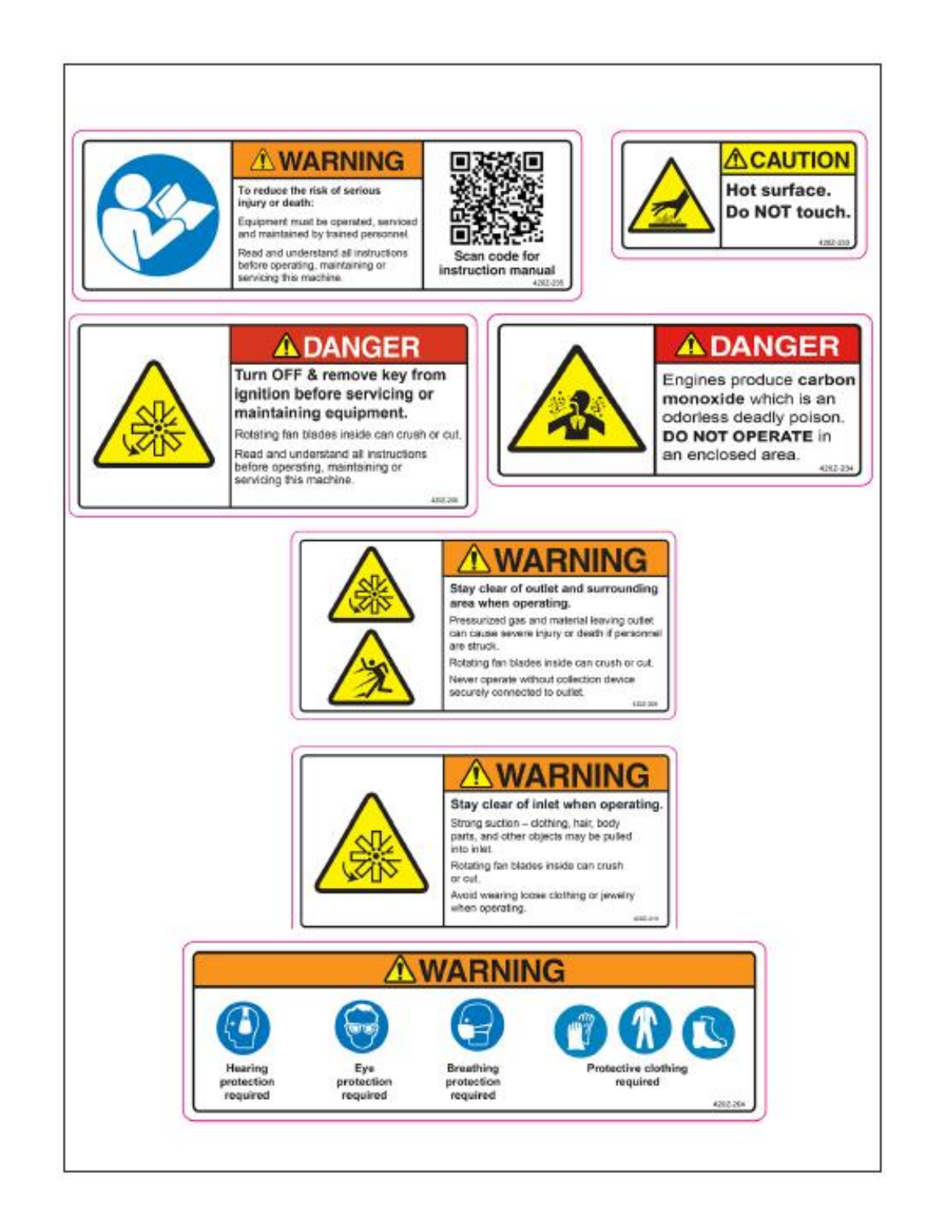## ⚠WARNING

**To reduce the risk of serious injury or death:**

Equipment must be operated, serviced and maintained by trained personnel.

Read and understand all instructions before operating, maintaining or servicing this machine.

Scan code for instruction manual

4202-235

## ⚠CAUTION

**Hot surface. Do NOT touch.**

4202-233

## ⚠DANGER

**Turn OFF & remove key from ignition before servicing or maintaining equipment.**

Rotating fan blades inside can crush or cut.

Read and understand all instructions before operating, maintaining or servicing this machine.

4202-236

## ⚠DANGER

Engines produce **carbon monoxide** which is an odorless deadly poison. **DO NOT OPERATE** in an enclosed area.

4202-234

## ⚠WARNING

**Stay clear of outlet and surrounding area when operating.**

Pressurized gas and material leaving outlet can cause severe injury or death if personnel are struck.

Rotating fan blades inside can crush or cut.

Never operate without collection device securely connected to outlet.

4202-209

## ⚠WARNING

**Stay clear of inlet when operating.**

Strong suction – clothing, hair, body parts, and other objects may be pulled into inlet.

Rotating fan blades inside can crush or cut.

Avoid wearing loose clothing or jewelry when operating.

4202-219

## ⚠WARNING

- Hearing protection required
- Eye protection required
- Breathing protection required
- Protective clothing required

4202-204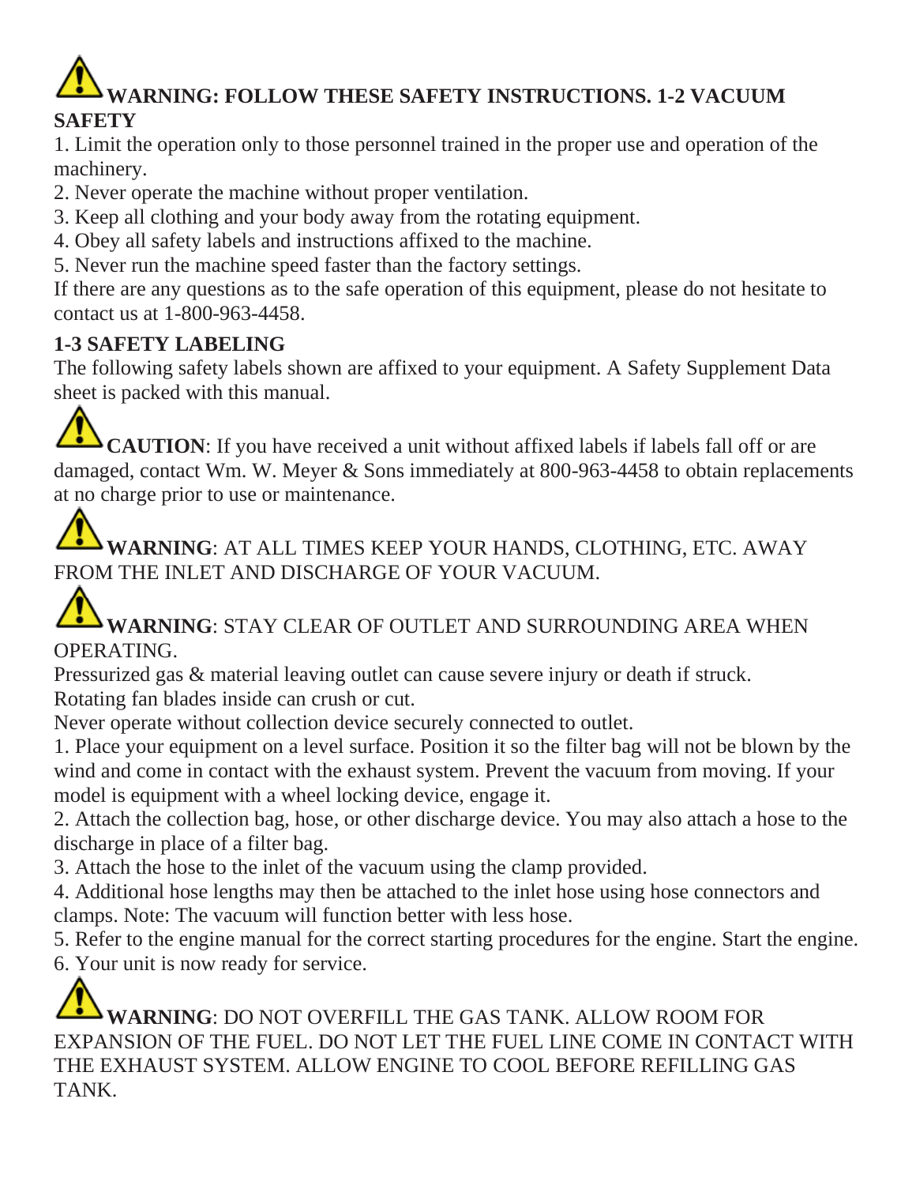## ⚠ WARNING: FOLLOW THESE SAFETY INSTRUCTIONS. 1-2 VACUUM SAFETY

1. Limit the operation only to those personnel trained in the proper use and operation of the machinery.
2. Never operate the machine without proper ventilation.
3. Keep all clothing and your body away from the rotating equipment.
4. Obey all safety labels and instructions affixed to the machine.
5. Never run the machine speed faster than the factory settings.

If there are any questions as to the safe operation of this equipment, please do not hesitate to contact us at 1-800-963-4458.

### 1-3 SAFETY LABELING

The following safety labels shown are affixed to your equipment. A Safety Supplement Data sheet is packed with this manual.

⚠ **CAUTION**: If you have received a unit without affixed labels if labels fall off or are damaged, contact Wm. W. Meyer & Sons immediately at 800-963-4458 to obtain replacements at no charge prior to use or maintenance.

⚠ **WARNING**: AT ALL TIMES KEEP YOUR HANDS, CLOTHING, ETC. AWAY FROM THE INLET AND DISCHARGE OF YOUR VACUUM.

⚠ **WARNING**: STAY CLEAR OF OUTLET AND SURROUNDING AREA WHEN OPERATING.

Pressurized gas & material leaving outlet can cause severe injury or death if struck.
Rotating fan blades inside can crush or cut.
Never operate without collection device securely connected to outlet.

1. Place your equipment on a level surface. Position it so the filter bag will not be blown by the wind and come in contact with the exhaust system. Prevent the vacuum from moving. If your model is equipment with a wheel locking device, engage it.
2. Attach the collection bag, hose, or other discharge device. You may also attach a hose to the discharge in place of a filter bag.
3. Attach the hose to the inlet of the vacuum using the clamp provided.
4. Additional hose lengths may then be attached to the inlet hose using hose connectors and clamps. Note: The vacuum will function better with less hose.
5. Refer to the engine manual for the correct starting procedures for the engine. Start the engine.
6. Your unit is now ready for service.

⚠ **WARNING**: DO NOT OVERFILL THE GAS TANK. ALLOW ROOM FOR EXPANSION OF THE FUEL. DO NOT LET THE FUEL LINE COME IN CONTACT WITH THE EXHAUST SYSTEM. ALLOW ENGINE TO COOL BEFORE REFILLING GAS TANK.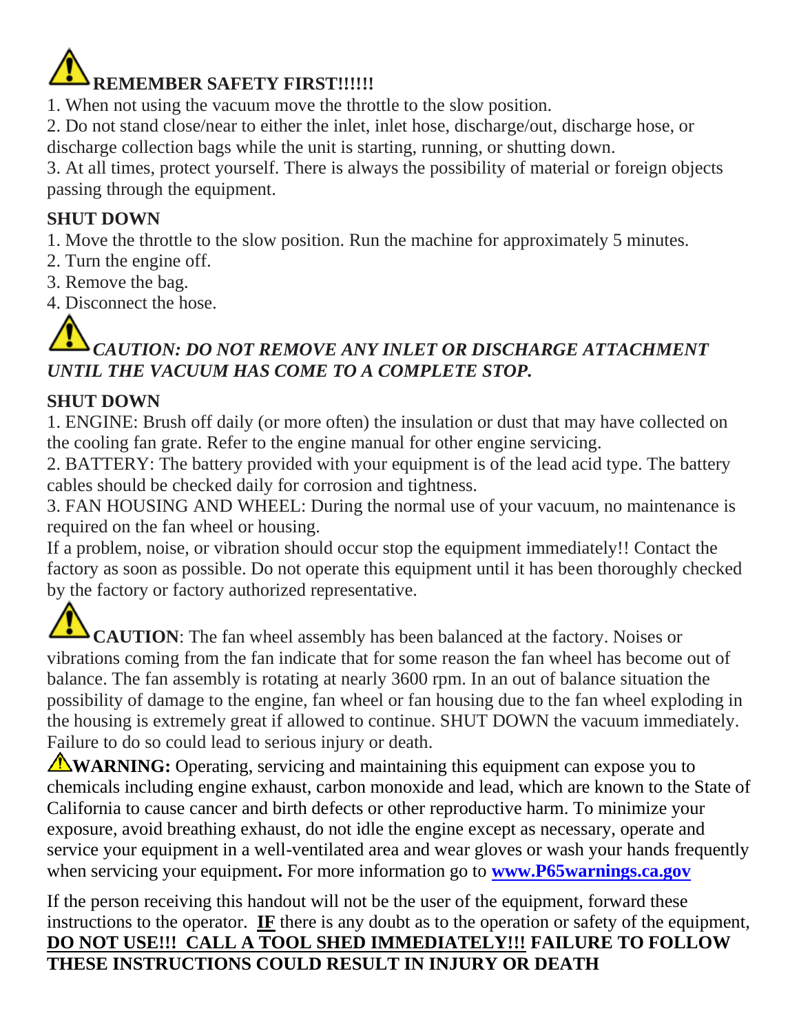## ⚠ REMEMBER SAFETY FIRST!!!!!!

1. When not using the vacuum move the throttle to the slow position.
2. Do not stand close/near to either the inlet, inlet hose, discharge/out, discharge hose, or discharge collection bags while the unit is starting, running, or shutting down.
3. At all times, protect yourself. There is always the possibility of material or foreign objects passing through the equipment.

**SHUT DOWN**

1. Move the throttle to the slow position. Run the machine for approximately 5 minutes.
2. Turn the engine off.
3. Remove the bag.
4. Disconnect the hose.

⚠ ***CAUTION: DO NOT REMOVE ANY INLET OR DISCHARGE ATTACHMENT UNTIL THE VACUUM HAS COME TO A COMPLETE STOP.***

**SHUT DOWN**

1. ENGINE: Brush off daily (or more often) the insulation or dust that may have collected on the cooling fan grate. Refer to the engine manual for other engine servicing.
2. BATTERY: The battery provided with your equipment is of the lead acid type. The battery cables should be checked daily for corrosion and tightness.
3. FAN HOUSING AND WHEEL: During the normal use of your vacuum, no maintenance is required on the fan wheel or housing.

If a problem, noise, or vibration should occur stop the equipment immediately!! Contact the factory as soon as possible. Do not operate this equipment until it has been thoroughly checked by the factory or factory authorized representative.

⚠ **CAUTION**: The fan wheel assembly has been balanced at the factory. Noises or vibrations coming from the fan indicate that for some reason the fan wheel has become out of balance. The fan assembly is rotating at nearly 3600 rpm. In an out of balance situation the possibility of damage to the engine, fan wheel or fan housing due to the fan wheel exploding in the housing is extremely great if allowed to continue. SHUT DOWN the vacuum immediately. Failure to do so could lead to serious injury or death.

⚠ **WARNING:** Operating, servicing and maintaining this equipment can expose you to chemicals including engine exhaust, carbon monoxide and lead, which are known to the State of California to cause cancer and birth defects or other reproductive harm. To minimize your exposure, avoid breathing exhaust, do not idle the engine except as necessary, operate and service your equipment in a well-ventilated area and wear gloves or wash your hands frequently when servicing your equipment**.** For more information go to **www.P65warnings.ca.gov**

If the person receiving this handout will not be the user of the equipment, forward these instructions to the operator. **IF** there is any doubt as to the operation or safety of the equipment, **DO NOT USE!!! CALL A TOOL SHED IMMEDIATELY!!! FAILURE TO FOLLOW THESE INSTRUCTIONS COULD RESULT IN INJURY OR DEATH**